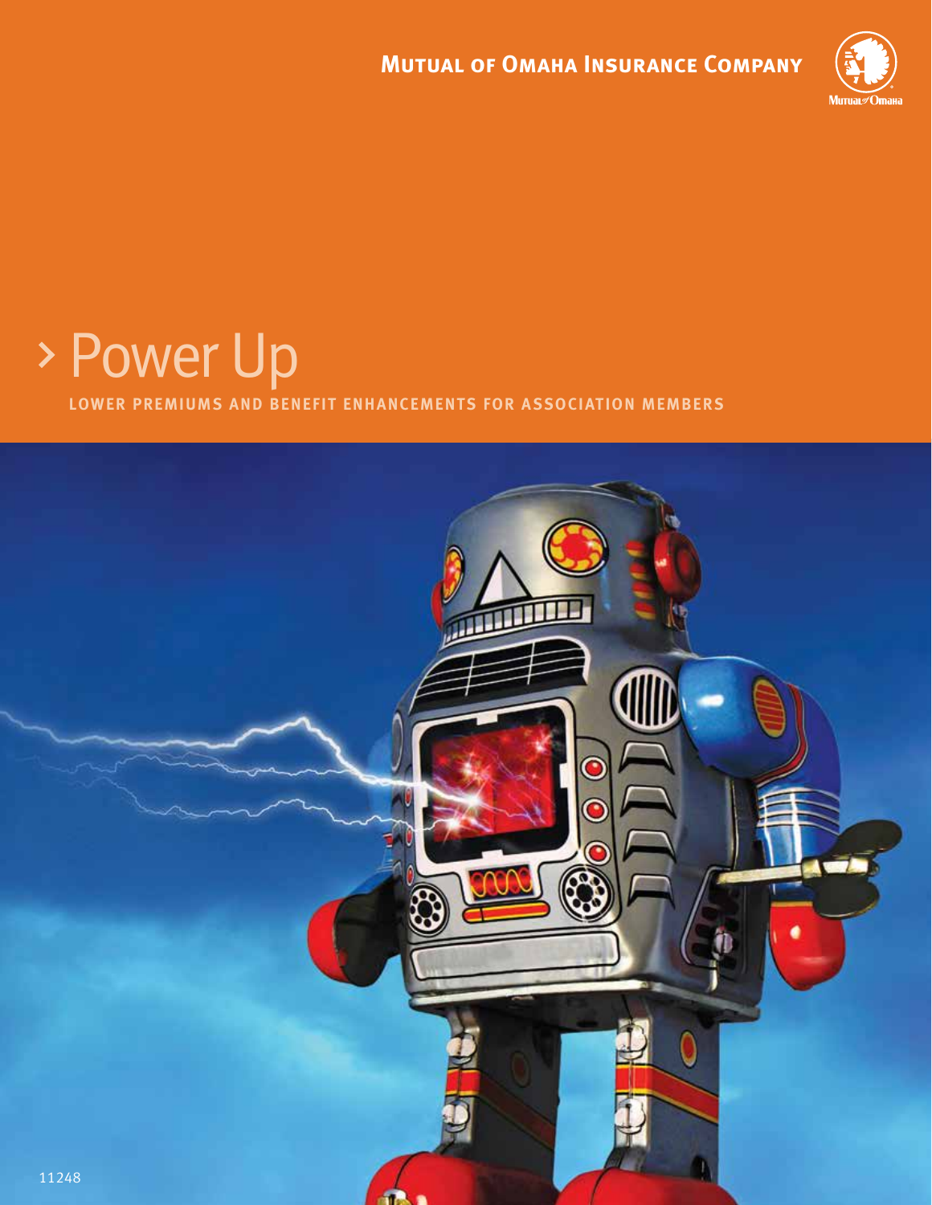**Mutual of Omaha Insurance Company**

# › Power Up

## LOWER PREMIUMS AND BENEFIT ENHANCEMENTS FOR ASSOCIATION MEMBERS

11248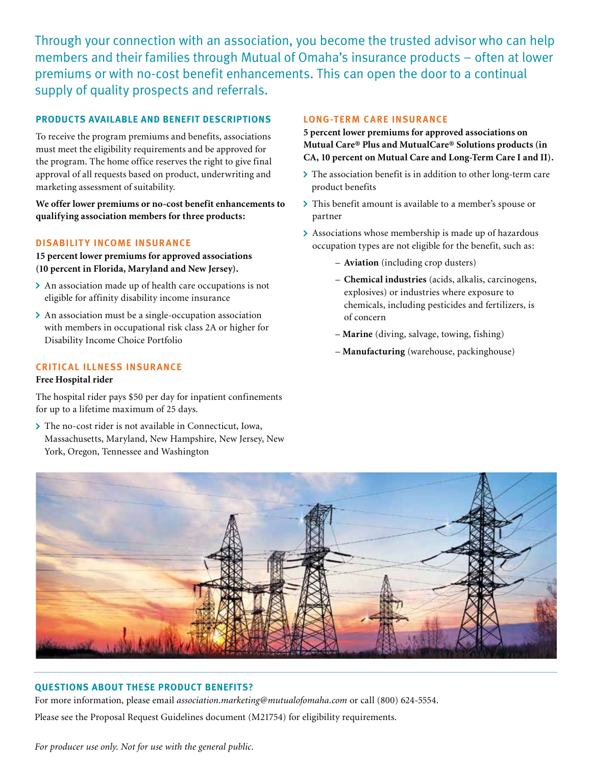Through your connection with an association, you become the trusted advisor who can help members and their families through Mutual of Omaha's insurance products – often at lower premiums or with no-cost benefit enhancements. This can open the door to a continual supply of quality prospects and referrals.

## PRODUCTS AVAILABLE AND BENEFIT DESCRIPTIONS

To receive the program premiums and benefits, associations must meet the eligibility requirements and be approved for the program. The home office reserves the right to give final approval of all requests based on product, underwriting and marketing assessment of suitability.

**We offer lower premiums or no-cost benefit enhancements to qualifying association members for three products:**

### DISABILITY INCOME INSURANCE

**15 percent lower premiums for approved associations (10 percent in Florida, Maryland and New Jersey).**

- An association made up of health care occupations is not eligible for affinity disability income insurance
- An association must be a single-occupation association with members in occupational risk class 2A or higher for Disability Income Choice Portfolio

### CRITICAL ILLNESS INSURANCE

**Free Hospital rider**

The hospital rider pays $50 per day for inpatient confinements for up to a lifetime maximum of 25 days.

- The no-cost rider is not available in Connecticut, Iowa, Massachusetts, Maryland, New Hampshire, New Jersey, New York, Oregon, Tennessee and Washington

### LONG-TERM CARE INSURANCE

**5 percent lower premiums for approved associations on Mutual Care® Plus and MutualCare® Solutions products (in CA, 10 percent on Mutual Care and Long-Term Care I and II).**

- The association benefit is in addition to other long-term care product benefits
- This benefit amount is available to a member's spouse or partner
- Associations whose membership is made up of hazardous occupation types are not eligible for the benefit, such as:
  - **Aviation** (including crop dusters)
  - **Chemical industries** (acids, alkalis, carcinogens, explosives) or industries where exposure to chemicals, including pesticides and fertilizers, is of concern
  - **Marine** (diving, salvage, towing, fishing)
  - **Manufacturing** (warehouse, packinghouse)

## QUESTIONS ABOUT THESE PRODUCT BENEFITS?

For more information, please email *association.marketing@mutualofomaha.com* or call (800) 624-5554.

Please see the Proposal Request Guidelines document (M21754) for eligibility requirements.

*For producer use only. Not for use with the general public.*